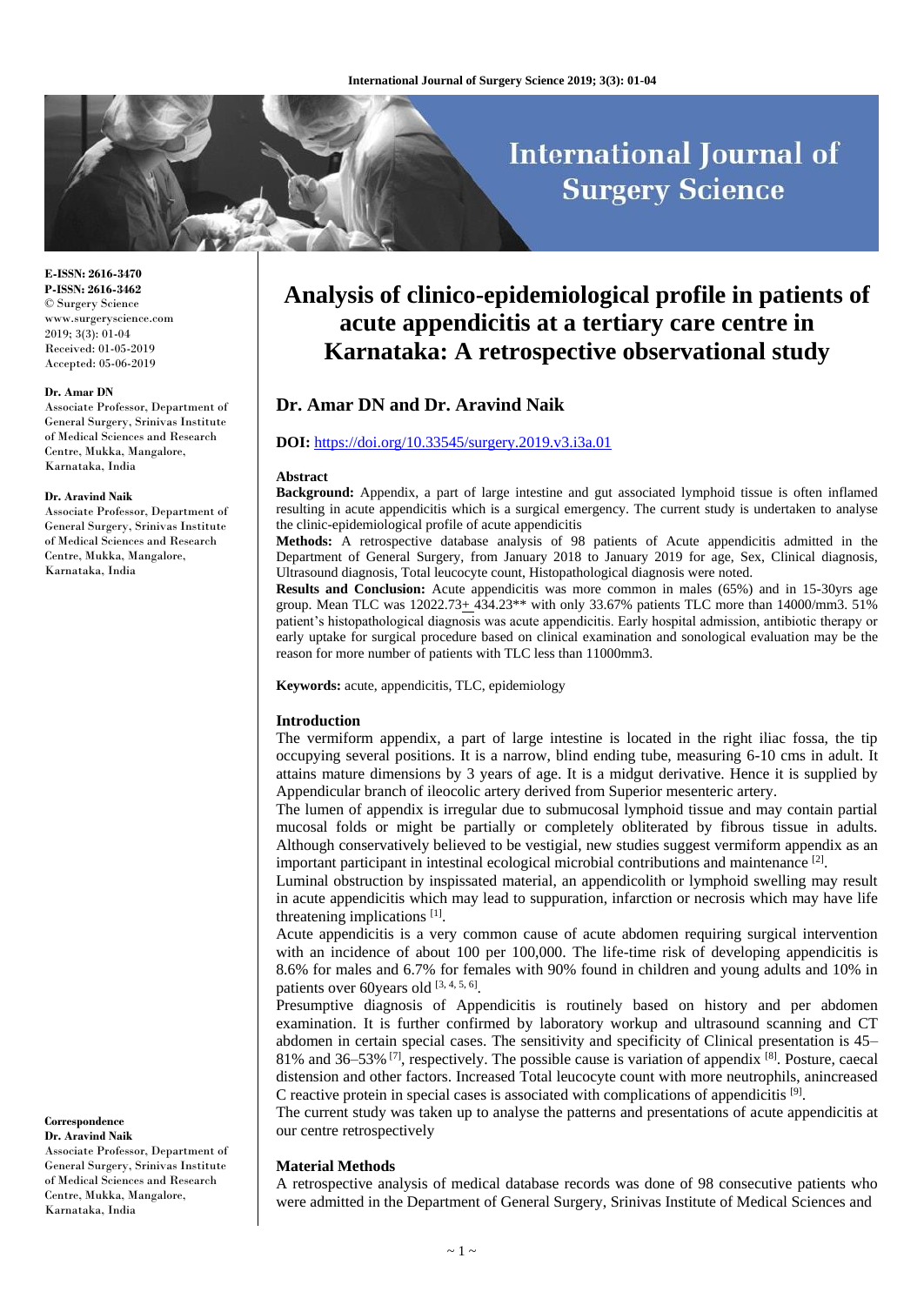E-ISSN: 2616-3470
P-ISSN: 2616-3462
© Surgery Science
www.surgeryscience.com
2019; 3(3): 01-04
Received: 01-05-2019
Accepted: 05-06-2019

**Dr. Amar DN**
Associate Professor, Department of General Surgery, Srinivas Institute of Medical Sciences and Research Centre, Mukka, Mangalore, Karnataka, India

**Dr. Aravind Naik**
Associate Professor, Department of General Surgery, Srinivas Institute of Medical Sciences and Research Centre, Mukka, Mangalore, Karnataka, India

**Correspondence**
**Dr. Aravind Naik**
Associate Professor, Department of General Surgery, Srinivas Institute of Medical Sciences and Research Centre, Mukka, Mangalore, Karnataka, India

# Analysis of clinico-epidemiological profile in patients of acute appendicitis at a tertiary care centre in Karnataka: A retrospective observational study

## Dr. Amar DN and Dr. Aravind Naik

**DOI:** https://doi.org/10.33545/surgery.2019.v3.i3a.01

### Abstract

**Background:** Appendix, a part of large intestine and gut associated lymphoid tissue is often inflamed resulting in acute appendicitis which is a surgical emergency. The current study is undertaken to analyse the clinic-epidemiological profile of acute appendicitis

**Methods:** A retrospective database analysis of 98 patients of Acute appendicitis admitted in the Department of General Surgery, from January 2018 to January 2019 for age, Sex, Clinical diagnosis, Ultrasound diagnosis, Total leucocyte count, Histopathological diagnosis were noted.

**Results and Conclusion:** Acute appendicitis was more common in males (65%) and in 15-30yrs age group. Mean TLC was 12022.73± 434.23** with only 33.67% patients TLC more than 14000/mm3. 51% patient's histopathological diagnosis was acute appendicitis. Early hospital admission, antibiotic therapy or early uptake for surgical procedure based on clinical examination and sonological evaluation may be the reason for more number of patients with TLC less than 11000mm3.

**Keywords:** acute, appendicitis, TLC, epidemiology

### Introduction

The vermiform appendix, a part of large intestine is located in the right iliac fossa, the tip occupying several positions. It is a narrow, blind ending tube, measuring 6-10 cms in adult. It attains mature dimensions by 3 years of age. It is a midgut derivative. Hence it is supplied by Appendicular branch of ileocolic artery derived from Superior mesenteric artery.

The lumen of appendix is irregular due to submucosal lymphoid tissue and may contain partial mucosal folds or might be partially or completely obliterated by fibrous tissue in adults. Although conservatively believed to be vestigial, new studies suggest vermiform appendix as an important participant in intestinal ecological microbial contributions and maintenance [2].

Luminal obstruction by inspissated material, an appendicolith or lymphoid swelling may result in acute appendicitis which may lead to suppuration, infarction or necrosis which may have life threatening implications [1].

Acute appendicitis is a very common cause of acute abdomen requiring surgical intervention with an incidence of about 100 per 100,000. The life-time risk of developing appendicitis is 8.6% for males and 6.7% for females with 90% found in children and young adults and 10% in patients over 60years old [3, 4, 5, 6].

Presumptive diagnosis of Appendicitis is routinely based on history and per abdomen examination. It is further confirmed by laboratory workup and ultrasound scanning and CT abdomen in certain special cases. The sensitivity and specificity of Clinical presentation is 45–81% and 36–53% [7], respectively. The possible cause is variation of appendix [8]. Posture, caecal distension and other factors. Increased Total leucocyte count with more neutrophils, anincreased C reactive protein in special cases is associated with complications of appendicitis [9].

The current study was taken up to analyse the patterns and presentations of acute appendicitis at our centre retrospectively

### Material Methods

A retrospective analysis of medical database records was done of 98 consecutive patients who were admitted in the Department of General Surgery, Srinivas Institute of Medical Sciences and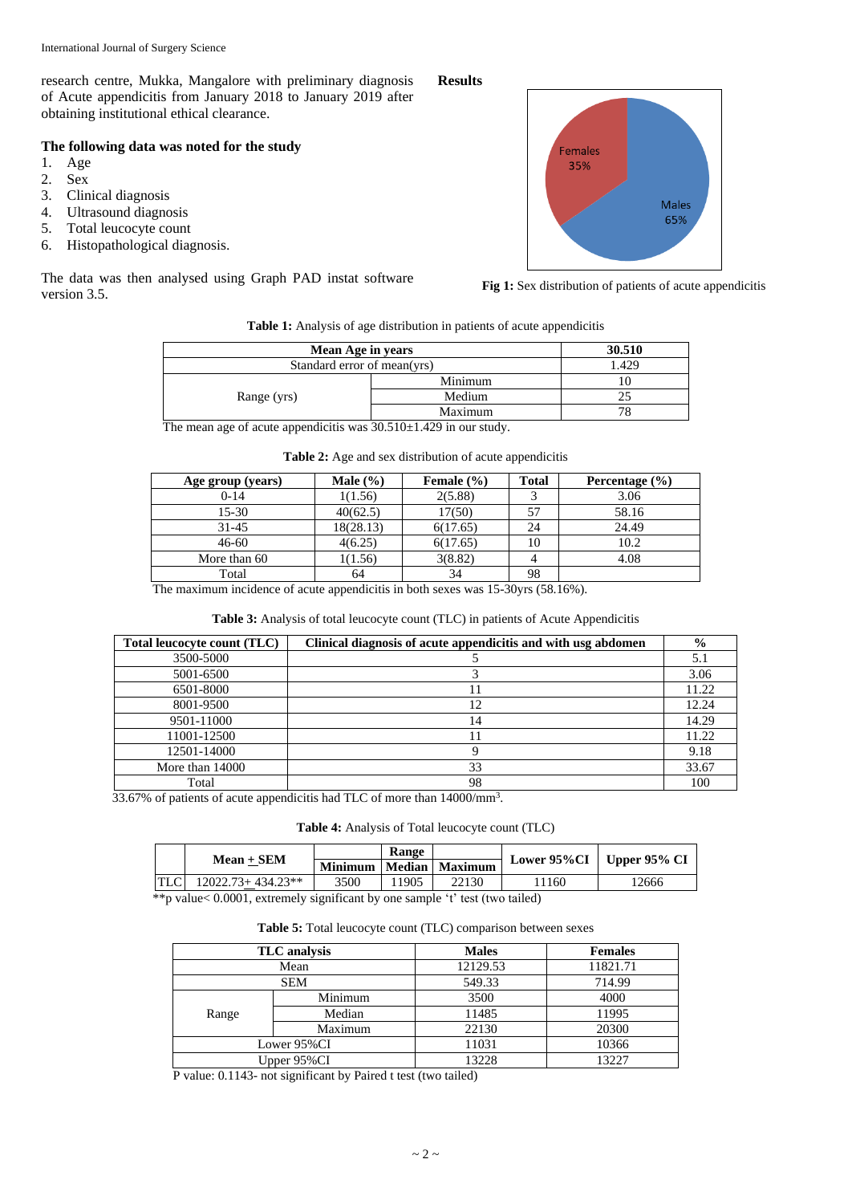research centre, Mukka, Mangalore with preliminary diagnosis of Acute appendicitis from January 2018 to January 2019 after obtaining institutional ethical clearance.

**The following data was noted for the study**

1. Age
2. Sex
3. Clinical diagnosis
4. Ultrasound diagnosis
5. Total leucocyte count
6. Histopathological diagnosis.

The data was then analysed using Graph PAD instat software version 3.5.

## Results

**Fig 1:** Sex distribution of patients of acute appendicitis

**Table 1:** Analysis of age distribution in patients of acute appendicitis

| **Mean Age in years** | | **30.510** |
|---|---|---|
| Standard error of mean(yrs) | | 1.429 |
| Range (yrs) | Minimum | 10 |
| | Medium | 25 |
| | Maximum | 78 |

The mean age of acute appendicitis was 30.510±1.429 in our study.

**Table 2:** Age and sex distribution of acute appendicitis

| Age group (years) | Male (%) | Female (%) | Total | Percentage (%) |
|---|---|---|---|---|
| 0-14 | 1(1.56) | 2(5.88) | 3 | 3.06 |
| 15-30 | 40(62.5) | 17(50) | 57 | 58.16 |
| 31-45 | 18(28.13) | 6(17.65) | 24 | 24.49 |
| 46-60 | 4(6.25) | 6(17.65) | 10 | 10.2 |
| More than 60 | 1(1.56) | 3(8.82) | 4 | 4.08 |
| Total | 64 | 34 | 98 | |

The maximum incidence of acute appendicitis in both sexes was 15-30yrs (58.16%).

**Table 3:** Analysis of total leucocyte count (TLC) in patients of Acute Appendicitis

| Total leucocyte count (TLC) | Clinical diagnosis of acute appendicitis and with usg abdomen | % |
|---|---|---|
| 3500-5000 | 5 | 5.1 |
| 5001-6500 | 3 | 3.06 |
| 6501-8000 | 11 | 11.22 |
| 8001-9500 | 12 | 12.24 |
| 9501-11000 | 14 | 14.29 |
| 11001-12500 | 11 | 11.22 |
| 12501-14000 | 9 | 9.18 |
| More than 14000 | 33 | 33.67 |
| Total | 98 | 100 |

33.67% of patients of acute appendicitis had TLC of more than 14000/mm$^3$.

**Table 4:** Analysis of Total leucocyte count (TLC)

| | Mean ± SEM | Range | | | Lower 95%CI | Upper 95% CI |
|---|---|---|---|---|---|---|
| | | Minimum | Median | Maximum | | |
| TLC | 12022.73± 434.23** | 3500 | 11905 | 22130 | 11160 | 12666 |

**p value< 0.0001, extremely significant by one sample 't' test (two tailed)

**Table 5:** Total leucocyte count (TLC) comparison between sexes

| TLC analysis | | Males | Females |
|---|---|---|---|
| Mean | | 12129.53 | 11821.71 |
| SEM | | 549.33 | 714.99 |
| Range | Minimum | 3500 | 4000 |
| | Median | 11485 | 11995 |
| | Maximum | 22130 | 20300 |
| Lower 95%CI | | 11031 | 10366 |
| Upper 95%CI | | 13228 | 13227 |

P value: 0.1143- not significant by Paired t test (two tailed)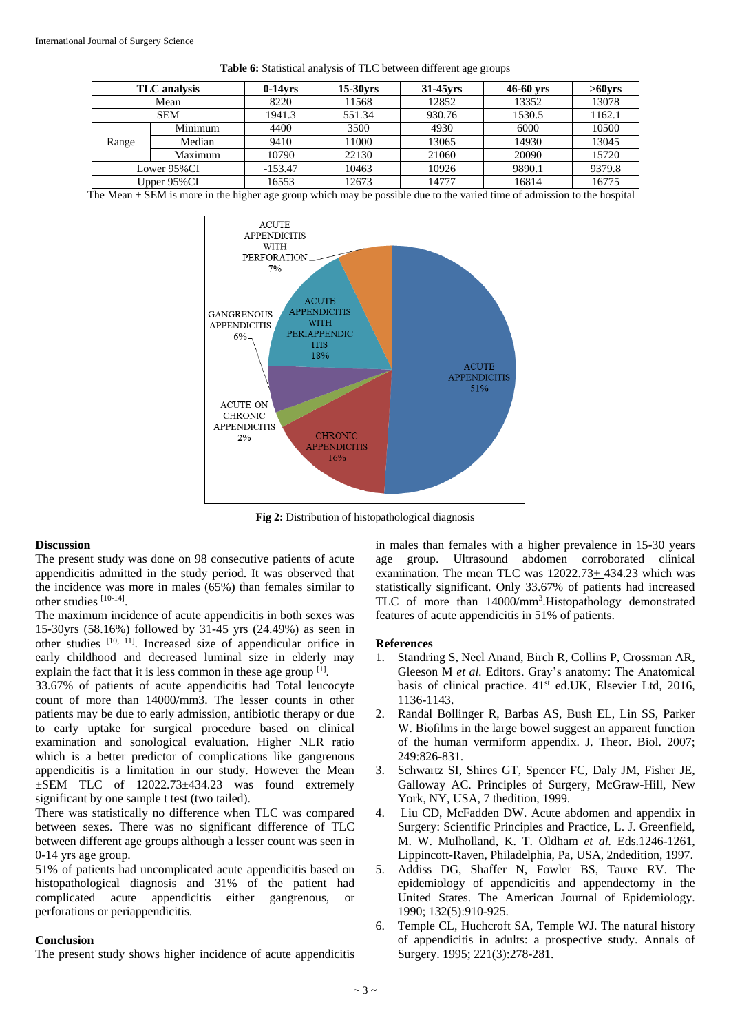**Table 6:** Statistical analysis of TLC between different age groups

| TLC analysis | | 0-14yrs | 15-30yrs | 31-45yrs | 46-60 yrs | >60yrs |
|---|---|---|---|---|---|---|
| Mean | | 8220 | 11568 | 12852 | 13352 | 13078 |
| SEM | | 1941.3 | 551.34 | 930.76 | 1530.5 | 1162.1 |
| Range | Minimum | 4400 | 3500 | 4930 | 6000 | 10500 |
| | Median | 9410 | 11000 | 13065 | 14930 | 13045 |
| | Maximum | 10790 | 22130 | 21060 | 20090 | 15720 |
| Lower 95%CI | | -153.47 | 10463 | 10926 | 9890.1 | 9379.8 |
| Upper 95%CI | | 16553 | 12673 | 14777 | 16814 | 16775 |

The Mean ± SEM is more in the higher age group which may be possible due to the varied time of admission to the hospital

**Fig 2:** Distribution of histopathological diagnosis

## Discussion

The present study was done on 98 consecutive patients of acute appendicitis admitted in the study period. It was observed that the incidence was more in males (65%) than females similar to other studies [10-14].

The maximum incidence of acute appendicitis in both sexes was 15-30yrs (58.16%) followed by 31-45 yrs (24.49%) as seen in other studies [10, 11]. Increased size of appendicular orifice in early childhood and decreased luminal size in elderly may explain the fact that it is less common in these age group [1].

33.67% of patients of acute appendicitis had Total leucocyte count of more than 14000/mm3. The lesser counts in other patients may be due to early admission, antibiotic therapy or due to early uptake for surgical procedure based on clinical examination and sonological evaluation. Higher NLR ratio which is a better predictor of complications like gangrenous appendicitis is a limitation in our study. However the Mean ±SEM TLC of 12022.73±434.23 was found extremely significant by one sample t test (two tailed).

There was statistically no difference when TLC was compared between sexes. There was no significant difference of TLC between different age groups although a lesser count was seen in 0-14 yrs age group.

51% of patients had uncomplicated acute appendicitis based on histopathological diagnosis and 31% of the patient had complicated acute appendicitis either gangrenous, or perforations or periappendicitis.

## Conclusion

The present study shows higher incidence of acute appendicitis in males than females with a higher prevalence in 15-30 years age group. Ultrasound abdomen corroborated clinical examination. The mean TLC was 12022.73± 434.23 which was statistically significant. Only 33.67% of patients had increased TLC of more than 14000/mm$^3$.Histopathology demonstrated features of acute appendicitis in 51% of patients.

## References

1. Standring S, Neel Anand, Birch R, Collins P, Crossman AR, Gleeson M *et al.* Editors. Gray's anatomy: The Anatomical basis of clinical practice. 41st ed.UK, Elsevier Ltd, 2016, 1136-1143.
2. Randal Bollinger R, Barbas AS, Bush EL, Lin SS, Parker W. Biofilms in the large bowel suggest an apparent function of the human vermiform appendix. J. Theor. Biol. 2007; 249:826-831.
3. Schwartz SI, Shires GT, Spencer FC, Daly JM, Fisher JE, Galloway AC. Principles of Surgery, McGraw-Hill, New York, NY, USA, 7 thedition, 1999.
4. Liu CD, McFadden DW. Acute abdomen and appendix in Surgery: Scientific Principles and Practice, L. J. Greenfield, M. W. Mulholland, K. T. Oldham *et al.* Eds.1246-1261, Lippincott-Raven, Philadelphia, Pa, USA, 2ndedition, 1997.
5. Addiss DG, Shaffer N, Fowler BS, Tauxe RV. The epidemiology of appendicitis and appendectomy in the United States. The American Journal of Epidemiology. 1990; 132(5):910-925.
6. Temple CL, Huchcroft SA, Temple WJ. The natural history of appendicitis in adults: a prospective study. Annals of Surgery. 1995; 221(3):278-281.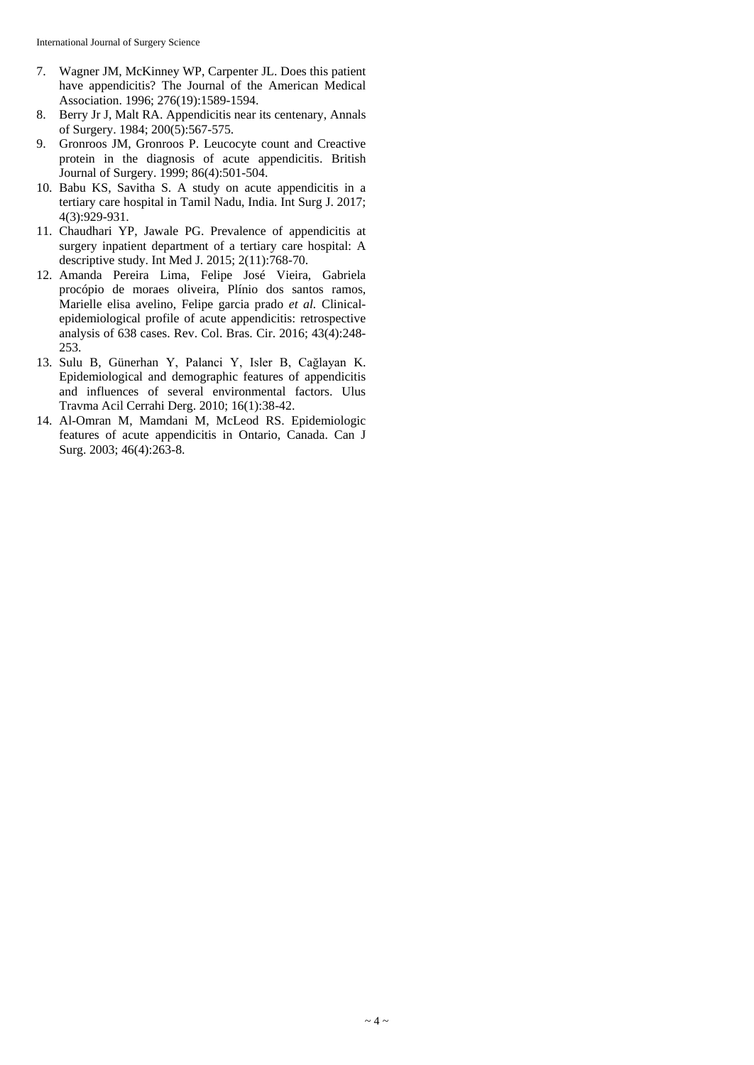7. Wagner JM, McKinney WP, Carpenter JL. Does this patient have appendicitis? The Journal of the American Medical Association. 1996; 276(19):1589-1594.
8. Berry Jr J, Malt RA. Appendicitis near its centenary, Annals of Surgery. 1984; 200(5):567-575.
9. Gronroos JM, Gronroos P. Leucocyte count and Creactive protein in the diagnosis of acute appendicitis. British Journal of Surgery. 1999; 86(4):501-504.
10. Babu KS, Savitha S. A study on acute appendicitis in a tertiary care hospital in Tamil Nadu, India. Int Surg J. 2017; 4(3):929-931.
11. Chaudhari YP, Jawale PG. Prevalence of appendicitis at surgery inpatient department of a tertiary care hospital: A descriptive study. Int Med J. 2015; 2(11):768-70.
12. Amanda Pereira Lima, Felipe José Vieira, Gabriela procópio de moraes oliveira, Plínio dos santos ramos, Marielle elisa avelino, Felipe garcia prado *et al.* Clinical-epidemiological profile of acute appendicitis: retrospective analysis of 638 cases. Rev. Col. Bras. Cir. 2016; 43(4):248-253.
13. Sulu B, Günerhan Y, Palanci Y, Isler B, Cağlayan K. Epidemiological and demographic features of appendicitis and influences of several environmental factors. Ulus Travma Acil Cerrahi Derg. 2010; 16(1):38-42.
14. Al-Omran M, Mamdani M, McLeod RS. Epidemiologic features of acute appendicitis in Ontario, Canada. Can J Surg. 2003; 46(4):263-8.